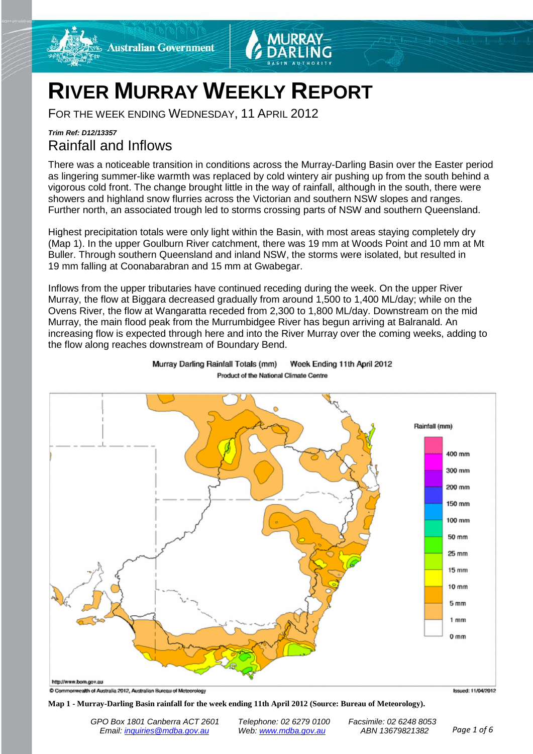# RIVER MURRAY WEEKLY REPORT

FOR THE WEEK ENDING WEDNESDAY, 11 APRIL 2012

***Trim Ref: D12/13357***

## Rainfall and Inflows

There was a noticeable transition in conditions across the Murray-Darling Basin over the Easter period as lingering summer-like warmth was replaced by cold wintery air pushing up from the south behind a vigorous cold front. The change brought little in the way of rainfall, although in the south, there were showers and highland snow flurries across the Victorian and southern NSW slopes and ranges. Further north, an associated trough led to storms crossing parts of NSW and southern Queensland.

Highest precipitation totals were only light within the Basin, with most areas staying completely dry (Map 1). In the upper Goulburn River catchment, there was 19 mm at Woods Point and 10 mm at Mt Buller. Through southern Queensland and inland NSW, the storms were isolated, but resulted in 19 mm falling at Coonabarabran and 15 mm at Gwabegar.

Inflows from the upper tributaries have continued receding during the week. On the upper River Murray, the flow at Biggara decreased gradually from around 1,500 to 1,400 ML/day; while on the Ovens River, the flow at Wangaratta receded from 2,300 to 1,800 ML/day. Downstream on the mid Murray, the main flood peak from the Murrumbidgee River has begun arriving at Balranald. An increasing flow is expected through here and into the River Murray over the coming weeks, adding to the flow along reaches downstream of Boundary Bend.

**Map 1 - Murray-Darling Basin rainfall for the week ending 11th April 2012 (Source: Bureau of Meteorology).**

*GPO Box 1801 Canberra ACT 2601* | *Telephone: 02 6279 0100* | *Facsimile: 02 6248 8053*
*Email: inquiries@mdba.gov.au* | *Web: www.mdba.gov.au* | *ABN 13679821382*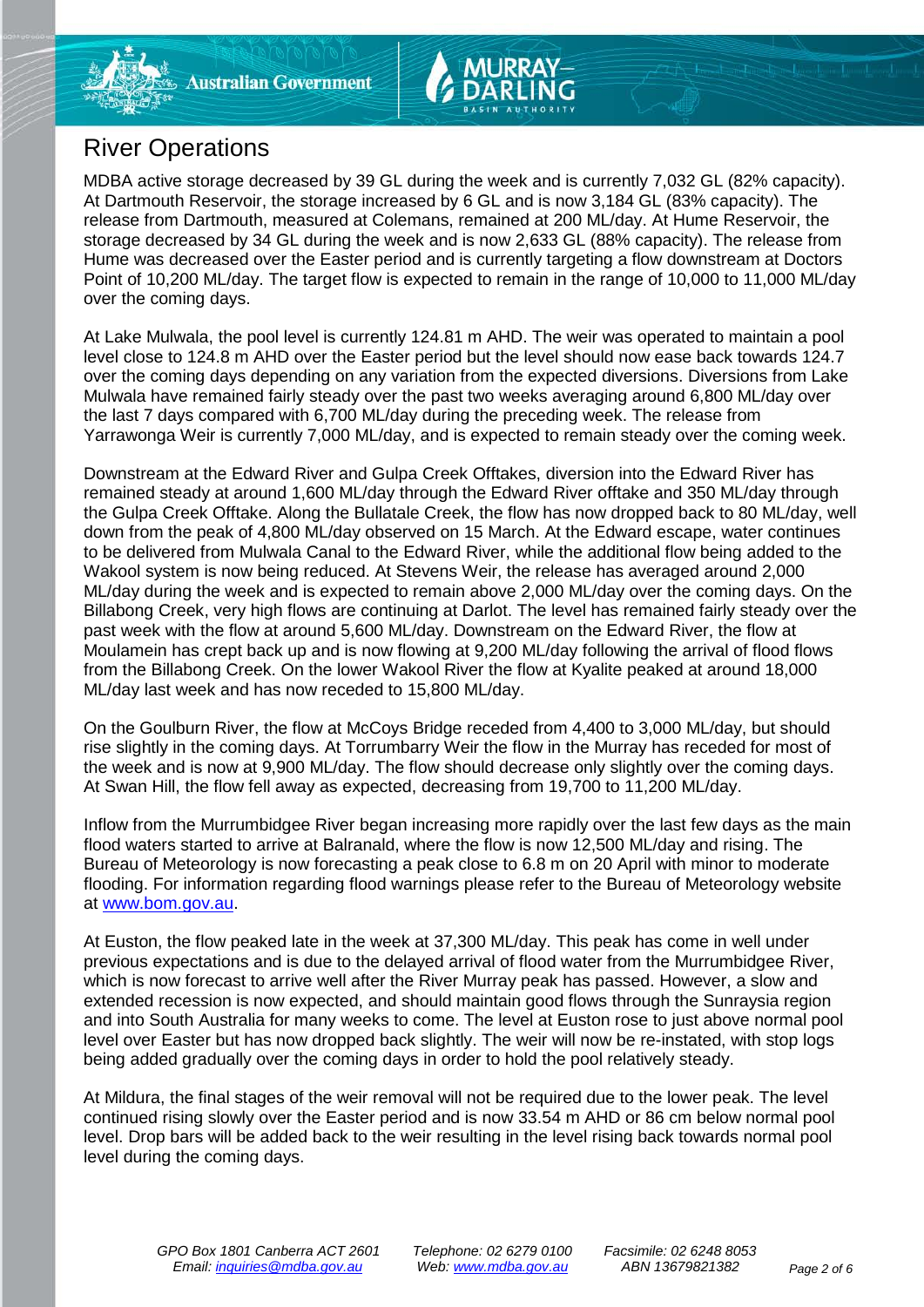# River Operations

MDBA active storage decreased by 39 GL during the week and is currently 7,032 GL (82% capacity). At Dartmouth Reservoir, the storage increased by 6 GL and is now 3,184 GL (83% capacity). The release from Dartmouth, measured at Colemans, remained at 200 ML/day. At Hume Reservoir, the storage decreased by 34 GL during the week and is now 2,633 GL (88% capacity). The release from Hume was decreased over the Easter period and is currently targeting a flow downstream at Doctors Point of 10,200 ML/day. The target flow is expected to remain in the range of 10,000 to 11,000 ML/day over the coming days.

At Lake Mulwala, the pool level is currently 124.81 m AHD. The weir was operated to maintain a pool level close to 124.8 m AHD over the Easter period but the level should now ease back towards 124.7 over the coming days depending on any variation from the expected diversions. Diversions from Lake Mulwala have remained fairly steady over the past two weeks averaging around 6,800 ML/day over the last 7 days compared with 6,700 ML/day during the preceding week. The release from Yarrawonga Weir is currently 7,000 ML/day, and is expected to remain steady over the coming week.

Downstream at the Edward River and Gulpa Creek Offtakes, diversion into the Edward River has remained steady at around 1,600 ML/day through the Edward River offtake and 350 ML/day through the Gulpa Creek Offtake. Along the Bullatale Creek, the flow has now dropped back to 80 ML/day, well down from the peak of 4,800 ML/day observed on 15 March. At the Edward escape, water continues to be delivered from Mulwala Canal to the Edward River, while the additional flow being added to the Wakool system is now being reduced. At Stevens Weir, the release has averaged around 2,000 ML/day during the week and is expected to remain above 2,000 ML/day over the coming days. On the Billabong Creek, very high flows are continuing at Darlot. The level has remained fairly steady over the past week with the flow at around 5,600 ML/day. Downstream on the Edward River, the flow at Moulamein has crept back up and is now flowing at 9,200 ML/day following the arrival of flood flows from the Billabong Creek. On the lower Wakool River the flow at Kyalite peaked at around 18,000 ML/day last week and has now receded to 15,800 ML/day.

On the Goulburn River, the flow at McCoys Bridge receded from 4,400 to 3,000 ML/day, but should rise slightly in the coming days. At Torrumbarry Weir the flow in the Murray has receded for most of the week and is now at 9,900 ML/day. The flow should decrease only slightly over the coming days. At Swan Hill, the flow fell away as expected, decreasing from 19,700 to 11,200 ML/day.

Inflow from the Murrumbidgee River began increasing more rapidly over the last few days as the main flood waters started to arrive at Balranald, where the flow is now 12,500 ML/day and rising. The Bureau of Meteorology is now forecasting a peak close to 6.8 m on 20 April with minor to moderate flooding. For information regarding flood warnings please refer to the Bureau of Meteorology website at www.bom.gov.au.

At Euston, the flow peaked late in the week at 37,300 ML/day. This peak has come in well under previous expectations and is due to the delayed arrival of flood water from the Murrumbidgee River, which is now forecast to arrive well after the River Murray peak has passed. However, a slow and extended recession is now expected, and should maintain good flows through the Sunraysia region and into South Australia for many weeks to come. The level at Euston rose to just above normal pool level over Easter but has now dropped back slightly. The weir will now be re-instated, with stop logs being added gradually over the coming days in order to hold the pool relatively steady.

At Mildura, the final stages of the weir removal will not be required due to the lower peak. The level continued rising slowly over the Easter period and is now 33.54 m AHD or 86 cm below normal pool level. Drop bars will be added back to the weir resulting in the level rising back towards normal pool level during the coming days.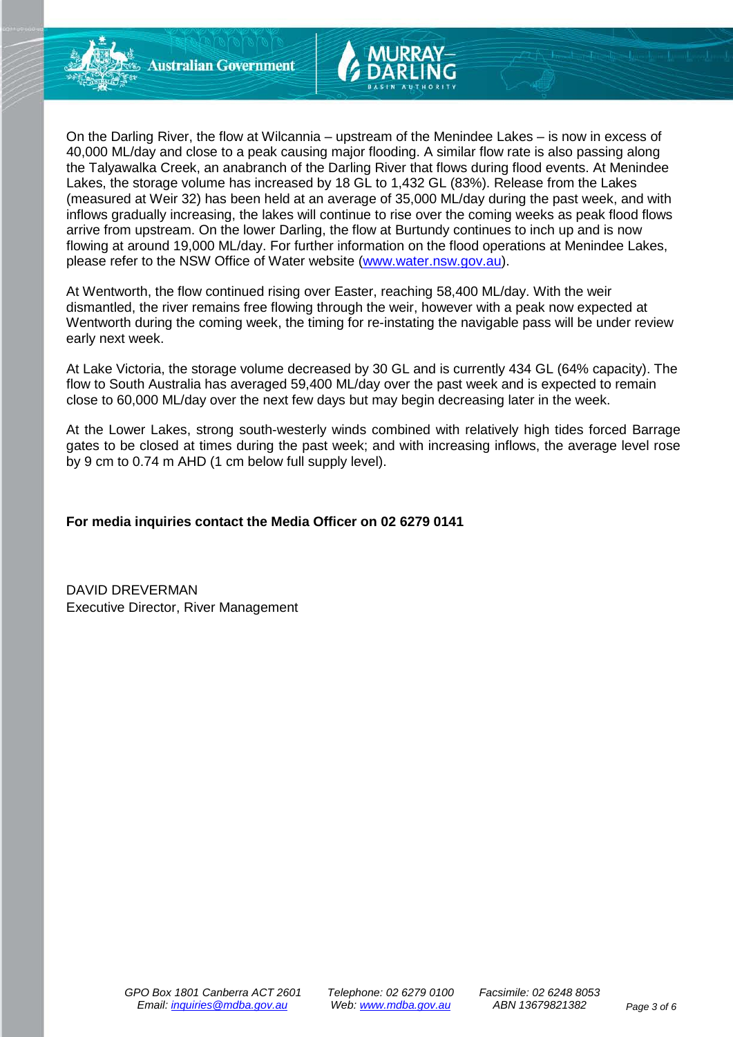On the Darling River, the flow at Wilcannia – upstream of the Menindee Lakes – is now in excess of 40,000 ML/day and close to a peak causing major flooding. A similar flow rate is also passing along the Talyawalka Creek, an anabranch of the Darling River that flows during flood events. At Menindee Lakes, the storage volume has increased by 18 GL to 1,432 GL (83%). Release from the Lakes (measured at Weir 32) has been held at an average of 35,000 ML/day during the past week, and with inflows gradually increasing, the lakes will continue to rise over the coming weeks as peak flood flows arrive from upstream. On the lower Darling, the flow at Burtundy continues to inch up and is now flowing at around 19,000 ML/day. For further information on the flood operations at Menindee Lakes, please refer to the NSW Office of Water website (www.water.nsw.gov.au).

At Wentworth, the flow continued rising over Easter, reaching 58,400 ML/day. With the weir dismantled, the river remains free flowing through the weir, however with a peak now expected at Wentworth during the coming week, the timing for re-instating the navigable pass will be under review early next week.

At Lake Victoria, the storage volume decreased by 30 GL and is currently 434 GL (64% capacity). The flow to South Australia has averaged 59,400 ML/day over the past week and is expected to remain close to 60,000 ML/day over the next few days but may begin decreasing later in the week.

At the Lower Lakes, strong south-westerly winds combined with relatively high tides forced Barrage gates to be closed at times during the past week; and with increasing inflows, the average level rose by 9 cm to 0.74 m AHD (1 cm below full supply level).

**For media inquiries contact the Media Officer on 02 6279 0141**

DAVID DREVERMAN
Executive Director, River Management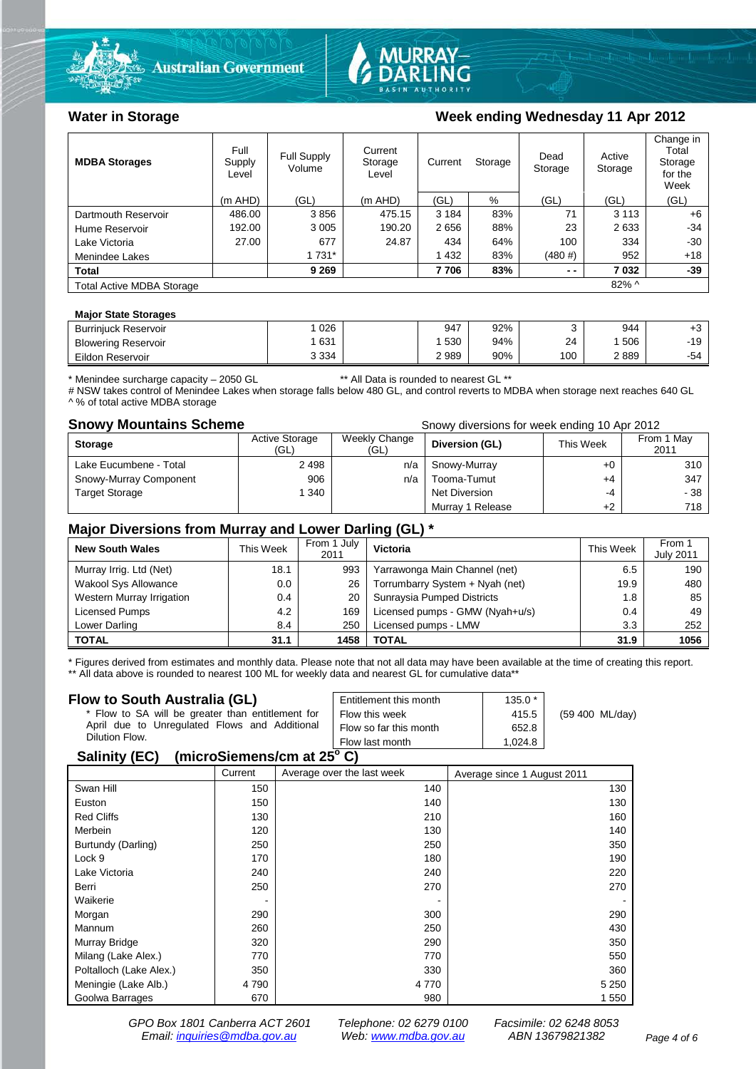## Water in Storage

**Week ending Wednesday 11 Apr 2012**

| MDBA Storages | Full Supply Level | Full Supply Volume | Current Storage Level | Current Storage | | Dead Storage | Active Storage | Change in Total Storage for the Week |
|---|---|---|---|---|---|---|---|---|
| | (m AHD) | (GL) | (m AHD) | (GL) | % | (GL) | (GL) | (GL) |
| Dartmouth Reservoir | 486.00 | 3 856 | 475.15 | 3 184 | 83% | 71 | 3 113 | +6 |
| Hume Reservoir | 192.00 | 3 005 | 190.20 | 2 656 | 88% | 23 | 2 633 | -34 |
| Lake Victoria | 27.00 | 677 | 24.87 | 434 | 64% | 100 | 334 | -30 |
| Menindee Lakes | | 1 731* | | 1 432 | 83% | (480 #) | 952 | +18 |
| **Total** | | **9 269** | | **7 706** | **83%** | **- -** | **7 032** | **-39** |
| Total Active MDBA Storage | | | | | | | 82% ^ | |

**Major State Storages**

| | | | | | | | |
|---|---|---|---|---|---|---|---|
| Burrinjuck Reservoir | 1 026 | | 947 | 92% | 3 | 944 | +3 |
| Blowering Reservoir | 1 631 | | 1 530 | 94% | 24 | 1 506 | -19 |
| Eildon Reservoir | 3 334 | | 2 989 | 90% | 100 | 2 889 | -54 |

\* Menindee surcharge capacity – 2050 GL ** All Data is rounded to nearest GL **
# NSW takes control of Menindee Lakes when storage falls below 480 GL, and control reverts to MDBA when storage next reaches 640 GL
^ % of total active MDBA storage

## Snowy Mountains Scheme

Snowy diversions for week ending 10 Apr 2012

| Storage | Active Storage (GL) | Weekly Change (GL) | Diversion (GL) | This Week | From 1 May 2011 |
|---|---|---|---|---|---|
| Lake Eucumbene - Total | 2 498 | n/a | Snowy-Murray | +0 | 310 |
| Snowy-Murray Component | 906 | n/a | Tooma-Tumut | +4 | 347 |
| Target Storage | 1 340 | | Net Diversion | -4 | - 38 |
| | | | Murray 1 Release | +2 | 718 |

## Major Diversions from Murray and Lower Darling (GL) *

| New South Wales | This Week | From 1 July 2011 | Victoria | This Week | From 1 July 2011 |
|---|---|---|---|---|---|
| Murray Irrig. Ltd (Net) | 18.1 | 993 | Yarrawonga Main Channel (net) | 6.5 | 190 |
| Wakool Sys Allowance | 0.0 | 26 | Torrumbarry System + Nyah (net) | 19.9 | 480 |
| Western Murray Irrigation | 0.4 | 20 | Sunraysia Pumped Districts | 1.8 | 85 |
| Licensed Pumps | 4.2 | 169 | Licensed pumps - GMW (Nyah+u/s) | 0.4 | 49 |
| Lower Darling | 8.4 | 250 | Licensed pumps - LMW | 3.3 | 252 |
| **TOTAL** | **31.1** | **1458** | **TOTAL** | **31.9** | **1056** |

\* Figures derived from estimates and monthly data. Please note that not all data may have been available at the time of creating this report.
** All data above is rounded to nearest 100 ML for weekly data and nearest GL for cumulative data**

## Flow to South Australia (GL)

\* Flow to SA will be greater than entitlement for April due to Unregulated Flows and Additional Dilution Flow.

| | | |
|---|---|---|
| Entitlement this month | 135.0 * | |
| Flow this week | 415.5 | (59 400 ML/day) |
| Flow so far this month | 652.8 | |
| Flow last month | 1,024.8 | |

## Salinity (EC) (microSiemens/cm at 25° C)

| | Current | Average over the last week | Average since 1 August 2011 |
|---|---|---|---|
| Swan Hill | 150 | 140 | 130 |
| Euston | 150 | 140 | 130 |
| Red Cliffs | 130 | 210 | 160 |
| Merbein | 120 | 130 | 140 |
| Burtundy (Darling) | 250 | 250 | 350 |
| Lock 9 | 170 | 180 | 190 |
| Lake Victoria | 240 | 240 | 220 |
| Berri | 250 | 270 | 270 |
| Waikerie | - | - | - |
| Morgan | 290 | 300 | 290 |
| Mannum | 260 | 250 | 430 |
| Murray Bridge | 320 | 290 | 350 |
| Milang (Lake Alex.) | 770 | 770 | 550 |
| Poltalloch (Lake Alex.) | 350 | 330 | 360 |
| Meningie (Lake Alb.) | 4 790 | 4 770 | 5 250 |
| Goolwa Barrages | 670 | 980 | 1 550 |

*GPO Box 1801 Canberra ACT 2601 Telephone: 02 6279 0100 Facsimile: 02 6248 8053*
*Email: inquiries@mdba.gov.au Web: www.mdba.gov.au ABN 13679821382*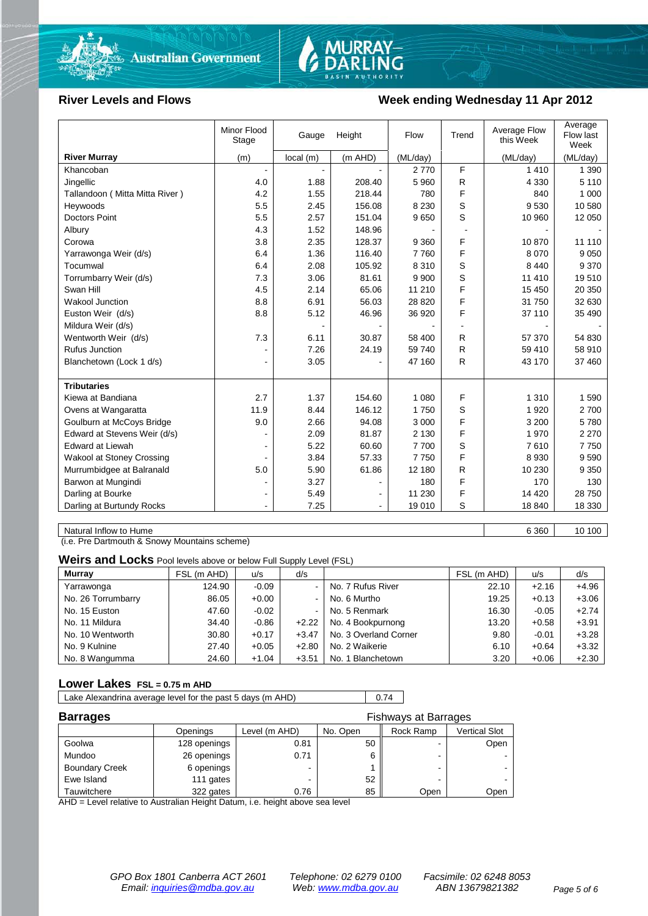## River Levels and Flows

## Week ending Wednesday 11 Apr 2012

| River Murray | Minor Flood Stage (m) | Gauge local (m) | Height (m AHD) | Flow (ML/day) | Trend | Average Flow this Week (ML/day) | Average Flow last Week (ML/day) |
|---|---|---|---|---|---|---|---|
| Khancoban | - | - | - | 2 770 | F | 1 410 | 1 390 |
| Jingellic | 4.0 | 1.88 | 208.40 | 5 960 | R | 4 330 | 5 110 |
| Tallandoon ( Mitta Mitta River ) | 4.2 | 1.55 | 218.44 | 780 | F | 840 | 1 000 |
| Heywoods | 5.5 | 2.45 | 156.08 | 8 230 | S | 9 530 | 10 580 |
| Doctors Point | 5.5 | 2.57 | 151.04 | 9 650 | S | 10 960 | 12 050 |
| Albury | 4.3 | 1.52 | 148.96 | - | - | - | - |
| Corowa | 3.8 | 2.35 | 128.37 | 9 360 | F | 10 870 | 11 110 |
| Yarrawonga Weir (d/s) | 6.4 | 1.36 | 116.40 | 7 760 | F | 8 070 | 9 050 |
| Tocumwal | 6.4 | 2.08 | 105.92 | 8 310 | S | 8 440 | 9 370 |
| Torrumbarry Weir (d/s) | 7.3 | 3.06 | 81.61 | 9 900 | S | 11 410 | 19 510 |
| Swan Hill | 4.5 | 2.14 | 65.06 | 11 210 | F | 15 450 | 20 350 |
| Wakool Junction | 8.8 | 6.91 | 56.03 | 28 820 | F | 31 750 | 32 630 |
| Euston Weir (d/s) | 8.8 | 5.12 | 46.96 | 36 920 | F | 37 110 | 35 490 |
| Mildura Weir (d/s) | | - | - | - | - | - | - |
| Wentworth Weir (d/s) | 7.3 | 6.11 | 30.87 | 58 400 | R | 57 370 | 54 830 |
| Rufus Junction | - | 7.26 | 24.19 | 59 740 | R | 59 410 | 58 910 |
| Blanchetown (Lock 1 d/s) | - | 3.05 | - | 47 160 | R | 43 170 | 37 460 |
| **Tributaries** | | | | | | | |
| Kiewa at Bandiana | 2.7 | 1.37 | 154.60 | 1 080 | F | 1 310 | 1 590 |
| Ovens at Wangaratta | 11.9 | 8.44 | 146.12 | 1 750 | S | 1 920 | 2 700 |
| Goulburn at McCoys Bridge | 9.0 | 2.66 | 94.08 | 3 000 | F | 3 200 | 5 780 |
| Edward at Stevens Weir (d/s) | - | 2.09 | 81.87 | 2 130 | F | 1 970 | 2 270 |
| Edward at Liewah | - | 5.22 | 60.60 | 7 700 | S | 7 610 | 7 750 |
| Wakool at Stoney Crossing | - | 3.84 | 57.33 | 7 750 | F | 8 930 | 9 590 |
| Murrumbidgee at Balranald | 5.0 | 5.90 | 61.86 | 12 180 | R | 10 230 | 9 350 |
| Barwon at Mungindi | - | 3.27 | - | 180 | F | 170 | 130 |
| Darling at Bourke | - | 5.49 | - | 11 230 | F | 14 420 | 28 750 |
| Darling at Burtundy Rocks | - | 7.25 | - | 19 010 | S | 18 840 | 18 330 |

| Natural Inflow to Hume | 6 360 | 10 100 |
|---|---|---|

(i.e. Pre Dartmouth & Snowy Mountains scheme)

### Weirs and Locks Pool levels above or below Full Supply Level (FSL)

| Murray | FSL (m AHD) | u/s | d/s | | FSL (m AHD) | u/s | d/s |
|---|---|---|---|---|---|---|---|
| Yarrawonga | 124.90 | -0.09 | - | No. 7 Rufus River | 22.10 | +2.16 | +4.96 |
| No. 26 Torrumbarry | 86.05 | +0.00 | - | No. 6 Murtho | 19.25 | +0.13 | +3.06 |
| No. 15 Euston | 47.60 | -0.02 | - | No. 5 Renmark | 16.30 | -0.05 | +2.74 |
| No. 11 Mildura | 34.40 | -0.86 | +2.22 | No. 4 Bookpurnong | 13.20 | +0.58 | +3.91 |
| No. 10 Wentworth | 30.80 | +0.17 | +3.47 | No. 3 Overland Corner | 9.80 | -0.01 | +3.28 |
| No. 9 Kulnine | 27.40 | +0.05 | +2.80 | No. 2 Waikerie | 6.10 | +0.64 | +3.32 |
| No. 8 Wangumma | 24.60 | +1.04 | +3.51 | No. 1 Blanchetown | 3.20 | +0.06 | +2.30 |

### Lower Lakes FSL = 0.75 m AHD

| Lake Alexandrina average level for the past 5 days (m AHD) | 0.74 |
|---|---|

### Barrages

Fishways at Barrages

| | Openings | Level (m AHD) | No. Open | Rock Ramp | Vertical Slot |
|---|---|---|---|---|---|
| Goolwa | 128 openings | 0.81 | 50 | - | Open |
| Mundoo | 26 openings | 0.71 | 6 | - | - |
| Boundary Creek | 6 openings | - | 1 | - | - |
| Ewe Island | 111 gates | - | 52 | - | - |
| Tauwitchere | 322 gates | 0.76 | 85 | Open | Open |

AHD = Level relative to Australian Height Datum, i.e. height above sea level

*GPO Box 1801 Canberra ACT 2601* *Telephone: 02 6279 0100* *Facsimile: 02 6248 8053*
*Email: inquiries@mdba.gov.au* *Web: www.mdba.gov.au* *ABN 13679821382*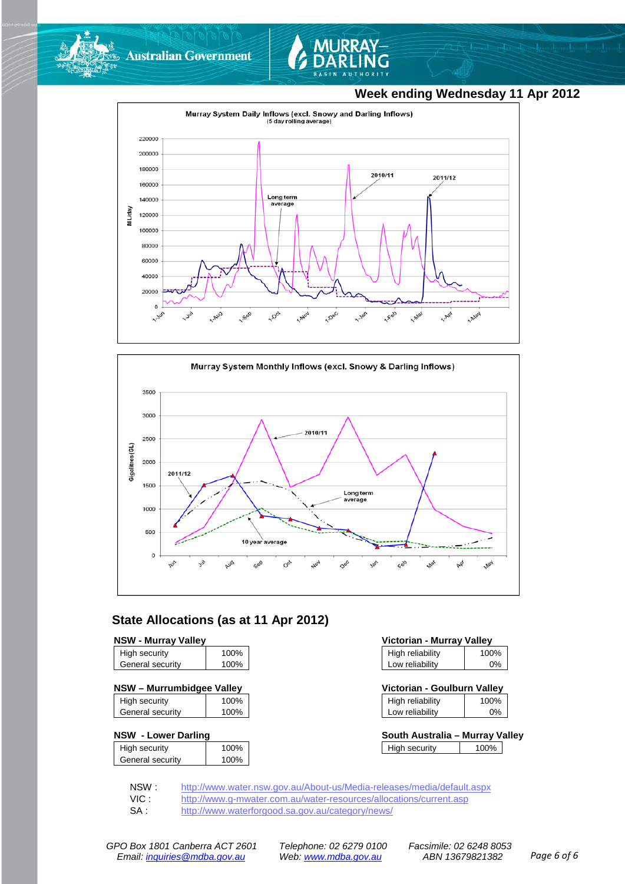Week ending Wednesday 11 Apr 2012

Murray System Daily Inflows (excl. Snowy and Darling Inflows)
(5 day rolling average)

ML/day

220000
200000
180000
160000
140000
120000
100000
80000
60000
40000
20000
0

1-Jun 1-Jul 1-Aug 1-Sep 1-Oct 1-Nov 1-Dec 1-Jan 1-Feb 1-Mar 1-Apr 1-May

Long term average
2010/11
2011/12

Murray System Monthly Inflows (excl. Snowy & Darling Inflows)

Gigalitres (GL)

3500
3000
2500
2000
1500
1000
500
0

Jun Jul Aug Sep Oct Nov Dec Jan Feb Mar Apr May

2011/12
2010/11
Long term average
10 year average

## State Allocations (as at 11 Apr 2012)

**NSW - Murray Valley**

| | |
|---|---|
| High security | 100% |
| General security | 100% |

**NSW – Murrumbidgee Valley**

| | |
|---|---|
| High security | 100% |
| General security | 100% |

**NSW - Lower Darling**

| | |
|---|---|
| High security | 100% |
| General security | 100% |

**Victorian - Murray Valley**

| | |
|---|---|
| High reliability | 100% |
| Low reliability | 0% |

**Victorian - Goulburn Valley**

| | |
|---|---|
| High reliability | 100% |
| Low reliability | 0% |

**South Australia – Murray Valley**

| | |
|---|---|
| High security | 100% |

NSW : http://www.water.nsw.gov.au/About-us/Media-releases/media/default.aspx
VIC : http://www.g-mwater.com.au/water-resources/allocations/current.asp
SA : http://www.waterforgood.sa.gov.au/category/news/

*GPO Box 1801 Canberra ACT 2601 Email: inquiries@mdba.gov.au*
*Telephone: 02 6279 0100 Web: www.mdba.gov.au*
*Facsimile: 02 6248 8053 ABN 13679821382*